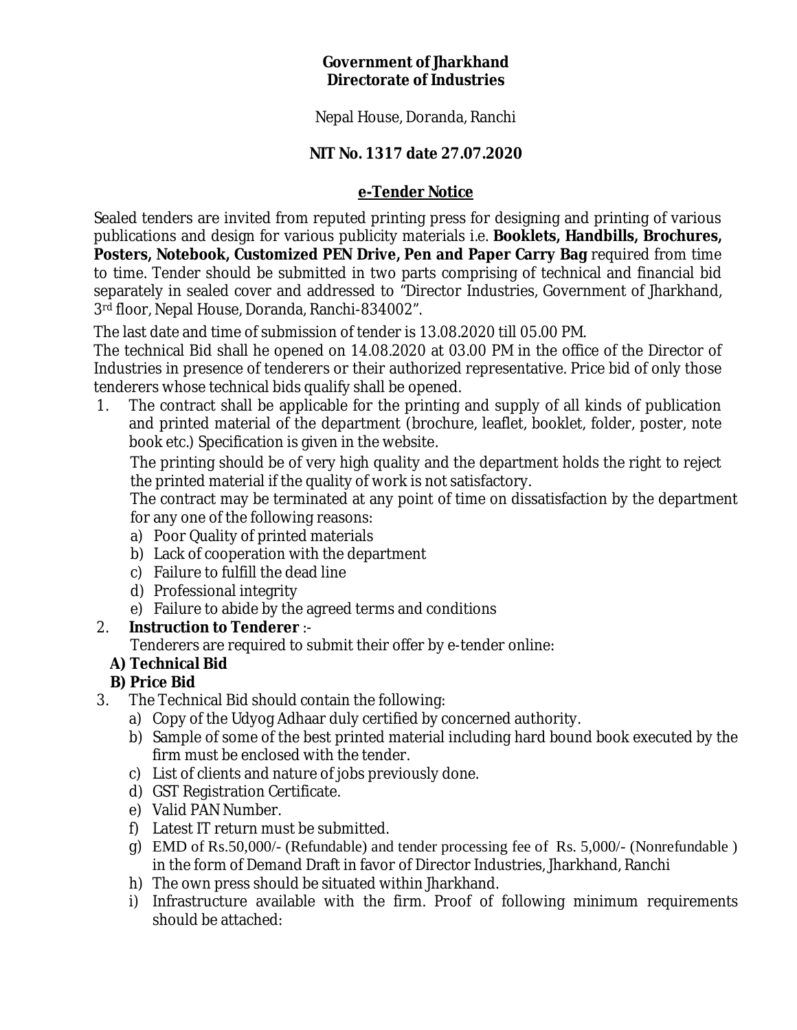**Government of Jharkhand**
**Directorate of Industries**

Nepal House, Doranda, Ranchi

**NIT No. 1317 date 27.07.2020**

## e-Tender Notice

Sealed tenders are invited from reputed printing press for designing and printing of various publications and design for various publicity materials i.e. **Booklets, Handbills, Brochures, Posters, Notebook, Customized PEN Drive, Pen and Paper Carry Bag** required from time to time. Tender should be submitted in two parts comprising of technical and financial bid separately in sealed cover and addressed to "Director Industries, Government of Jharkhand, 3rd floor, Nepal House, Doranda, Ranchi-834002".

The last date and time of submission of tender is 13.08.2020 till 05.00 PM.

The technical Bid shall he opened on 14.08.2020 at 03.00 PM in the office of the Director of Industries in presence of tenderers or their authorized representative. Price bid of only those tenderers whose technical bids qualify shall be opened.

1. The contract shall be applicable for the printing and supply of all kinds of publication and printed material of the department (brochure, leaflet, booklet, folder, poster, note book etc.) Specification is given in the website.

   The printing should be of very high quality and the department holds the right to reject the printed material if the quality of work is not satisfactory.

   The contract may be terminated at any point of time on dissatisfaction by the department for any one of the following reasons:

   a) Poor Quality of printed materials
   b) Lack of cooperation with the department
   c) Failure to fulfill the dead line
   d) Professional integrity
   e) Failure to abide by the agreed terms and conditions

2. **Instruction to Tenderer** :-

   Tenderers are required to submit their offer by e-tender online:

   **A) Technical Bid**
   **B) Price Bid**

3. The Technical Bid should contain the following:

   a) Copy of the Udyog Adhaar duly certified by concerned authority.
   b) Sample of some of the best printed material including hard bound book executed by the firm must be enclosed with the tender.
   c) List of clients and nature of jobs previously done.
   d) GST Registration Certificate.
   e) Valid PAN Number.
   f) Latest IT return must be submitted.
   g) EMD of Rs.50,000/- (Refundable) and tender processing fee of Rs. 5,000/- (Nonrefundable ) in the form of Demand Draft in favor of Director Industries, Jharkhand, Ranchi
   h) The own press should be situated within Jharkhand.
   i) Infrastructure available with the firm. Proof of following minimum requirements should be attached: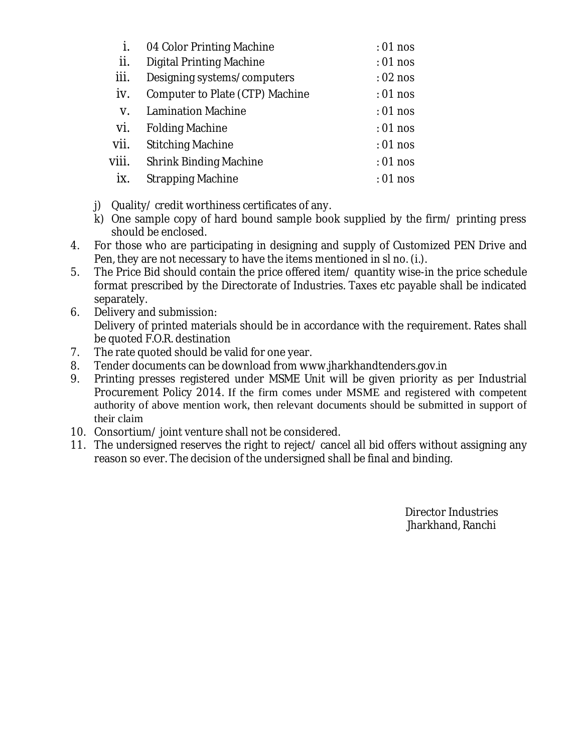i. 04 Color Printing Machine : 01 nos
ii. Digital Printing Machine : 01 nos
iii. Designing systems/computers : 02 nos
iv. Computer to Plate (CTP) Machine : 01 nos
v. Lamination Machine : 01 nos
vi. Folding Machine : 01 nos
vii. Stitching Machine : 01 nos
viii. Shrink Binding Machine : 01 nos
ix. Strapping Machine : 01 nos

j) Quality/ credit worthiness certificates of any.
k) One sample copy of hard bound sample book supplied by the firm/ printing press should be enclosed.

4. For those who are participating in designing and supply of Customized PEN Drive and Pen, they are not necessary to have the items mentioned in sl no. (i.).
5. The Price Bid should contain the price offered item/ quantity wise-in the price schedule format prescribed by the Directorate of Industries. Taxes etc payable shall be indicated separately.
6. Delivery and submission:
   Delivery of printed materials should be in accordance with the requirement. Rates shall be quoted F.O.R. destination
7. The rate quoted should be valid for one year.
8. Tender documents can be download from www.jharkhandtenders.gov.in
9. Printing presses registered under MSME Unit will be given priority as per Industrial Procurement Policy 2014. If the firm comes under MSME and registered with competent authority of above mention work, then relevant documents should be submitted in support of their claim
10. Consortium/ joint venture shall not be considered.
11. The undersigned reserves the right to reject/ cancel all bid offers without assigning any reason so ever. The decision of the undersigned shall be final and binding.

Director Industries
Jharkhand, Ranchi